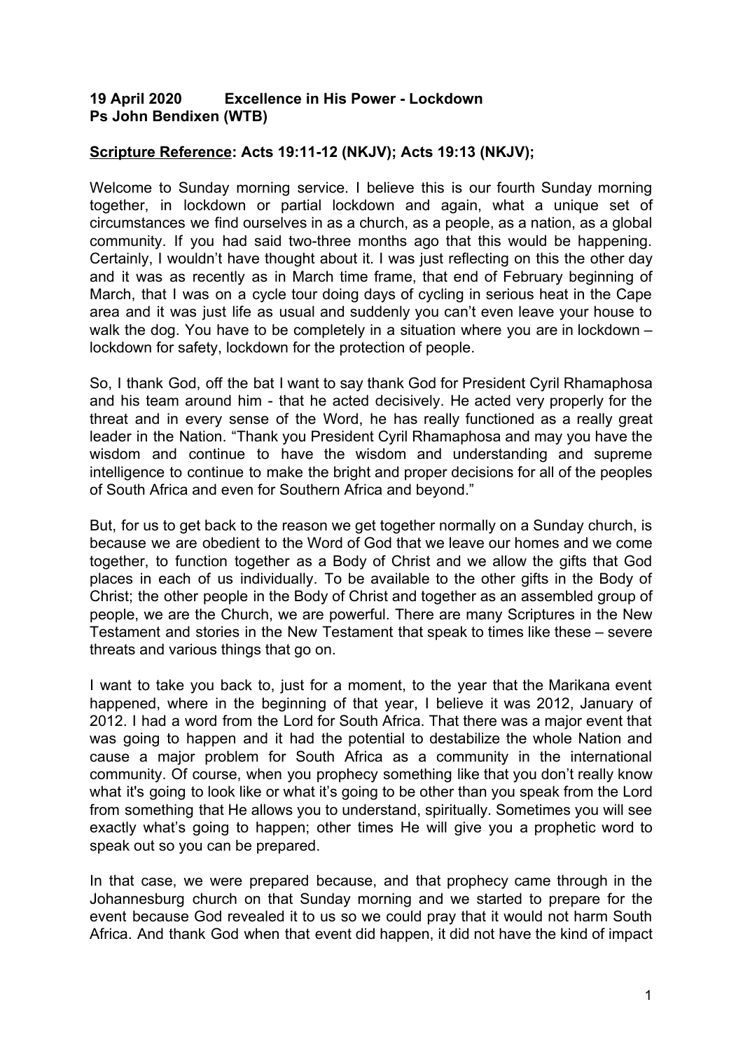**19 April 2020 Excellence in His Power - Lockdown**
**Ps John Bendixen (WTB)**

**<u>Scripture Reference</u>: Acts 19:11-12 (NKJV); Acts 19:13 (NKJV);**

Welcome to Sunday morning service. I believe this is our fourth Sunday morning together, in lockdown or partial lockdown and again, what a unique set of circumstances we find ourselves in as a church, as a people, as a nation, as a global community. If you had said two-three months ago that this would be happening. Certainly, I wouldn't have thought about it. I was just reflecting on this the other day and it was as recently as in March time frame, that end of February beginning of March, that I was on a cycle tour doing days of cycling in serious heat in the Cape area and it was just life as usual and suddenly you can't even leave your house to walk the dog. You have to be completely in a situation where you are in lockdown – lockdown for safety, lockdown for the protection of people.

So, I thank God, off the bat I want to say thank God for President Cyril Rhamaphosa and his team around him - that he acted decisively. He acted very properly for the threat and in every sense of the Word, he has really functioned as a really great leader in the Nation. "Thank you President Cyril Rhamaphosa and may you have the wisdom and continue to have the wisdom and understanding and supreme intelligence to continue to make the bright and proper decisions for all of the peoples of South Africa and even for Southern Africa and beyond."

But, for us to get back to the reason we get together normally on a Sunday church, is because we are obedient to the Word of God that we leave our homes and we come together, to function together as a Body of Christ and we allow the gifts that God places in each of us individually. To be available to the other gifts in the Body of Christ; the other people in the Body of Christ and together as an assembled group of people, we are the Church, we are powerful. There are many Scriptures in the New Testament and stories in the New Testament that speak to times like these – severe threats and various things that go on.

I want to take you back to, just for a moment, to the year that the Marikana event happened, where in the beginning of that year, I believe it was 2012, January of 2012. I had a word from the Lord for South Africa. That there was a major event that was going to happen and it had the potential to destabilize the whole Nation and cause a major problem for South Africa as a community in the international community. Of course, when you prophecy something like that you don't really know what it's going to look like or what it's going to be other than you speak from the Lord from something that He allows you to understand, spiritually. Sometimes you will see exactly what's going to happen; other times He will give you a prophetic word to speak out so you can be prepared.

In that case, we were prepared because, and that prophecy came through in the Johannesburg church on that Sunday morning and we started to prepare for the event because God revealed it to us so we could pray that it would not harm South Africa. And thank God when that event did happen, it did not have the kind of impact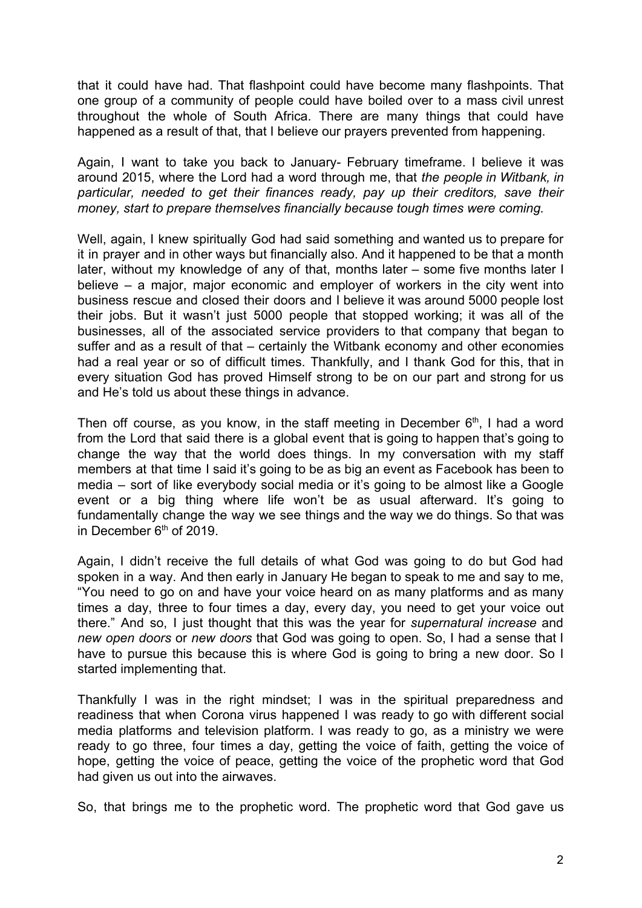that it could have had. That flashpoint could have become many flashpoints. That one group of a community of people could have boiled over to a mass civil unrest throughout the whole of South Africa. There are many things that could have happened as a result of that, that I believe our prayers prevented from happening.

Again, I want to take you back to January- February timeframe. I believe it was around 2015, where the Lord had a word through me, that *the people in Witbank, in particular, needed to get their finances ready, pay up their creditors, save their money, start to prepare themselves financially because tough times were coming.*

Well, again, I knew spiritually God had said something and wanted us to prepare for it in prayer and in other ways but financially also. And it happened to be that a month later, without my knowledge of any of that, months later – some five months later I believe – a major, major economic and employer of workers in the city went into business rescue and closed their doors and I believe it was around 5000 people lost their jobs. But it wasn't just 5000 people that stopped working; it was all of the businesses, all of the associated service providers to that company that began to suffer and as a result of that – certainly the Witbank economy and other economies had a real year or so of difficult times. Thankfully, and I thank God for this, that in every situation God has proved Himself strong to be on our part and strong for us and He's told us about these things in advance.

Then off course, as you know, in the staff meeting in December 6th, I had a word from the Lord that said there is a global event that is going to happen that's going to change the way that the world does things. In my conversation with my staff members at that time I said it's going to be as big an event as Facebook has been to media – sort of like everybody social media or it's going to be almost like a Google event or a big thing where life won't be as usual afterward. It's going to fundamentally change the way we see things and the way we do things. So that was in December 6th of 2019.

Again, I didn't receive the full details of what God was going to do but God had spoken in a way. And then early in January He began to speak to me and say to me, "You need to go on and have your voice heard on as many platforms and as many times a day, three to four times a day, every day, you need to get your voice out there." And so, I just thought that this was the year for *supernatural increase* and *new open doors* or *new doors* that God was going to open. So, I had a sense that I have to pursue this because this is where God is going to bring a new door. So I started implementing that.

Thankfully I was in the right mindset; I was in the spiritual preparedness and readiness that when Corona virus happened I was ready to go with different social media platforms and television platform. I was ready to go, as a ministry we were ready to go three, four times a day, getting the voice of faith, getting the voice of hope, getting the voice of peace, getting the voice of the prophetic word that God had given us out into the airwaves.

So, that brings me to the prophetic word. The prophetic word that God gave us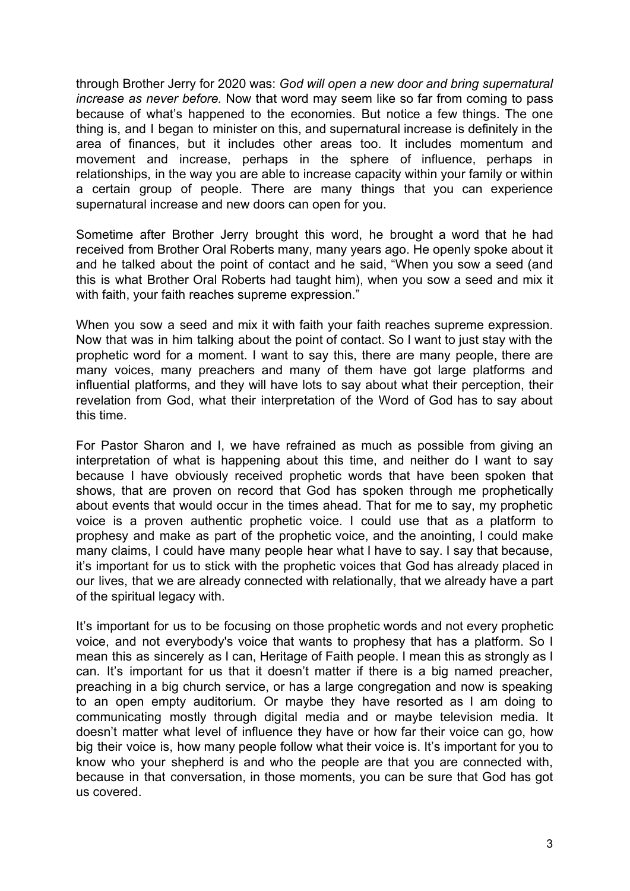through Brother Jerry for 2020 was: *God will open a new door and bring supernatural increase as never before.* Now that word may seem like so far from coming to pass because of what's happened to the economies. But notice a few things. The one thing is, and I began to minister on this, and supernatural increase is definitely in the area of finances, but it includes other areas too. It includes momentum and movement and increase, perhaps in the sphere of influence, perhaps in relationships, in the way you are able to increase capacity within your family or within a certain group of people. There are many things that you can experience supernatural increase and new doors can open for you.

Sometime after Brother Jerry brought this word, he brought a word that he had received from Brother Oral Roberts many, many years ago. He openly spoke about it and he talked about the point of contact and he said, "When you sow a seed (and this is what Brother Oral Roberts had taught him), when you sow a seed and mix it with faith, your faith reaches supreme expression."

When you sow a seed and mix it with faith your faith reaches supreme expression. Now that was in him talking about the point of contact. So I want to just stay with the prophetic word for a moment. I want to say this, there are many people, there are many voices, many preachers and many of them have got large platforms and influential platforms, and they will have lots to say about what their perception, their revelation from God, what their interpretation of the Word of God has to say about this time.

For Pastor Sharon and I, we have refrained as much as possible from giving an interpretation of what is happening about this time, and neither do I want to say because I have obviously received prophetic words that have been spoken that shows, that are proven on record that God has spoken through me prophetically about events that would occur in the times ahead. That for me to say, my prophetic voice is a proven authentic prophetic voice. I could use that as a platform to prophesy and make as part of the prophetic voice, and the anointing, I could make many claims, I could have many people hear what I have to say. I say that because, it's important for us to stick with the prophetic voices that God has already placed in our lives, that we are already connected with relationally, that we already have a part of the spiritual legacy with.

It's important for us to be focusing on those prophetic words and not every prophetic voice, and not everybody's voice that wants to prophesy that has a platform. So I mean this as sincerely as I can, Heritage of Faith people. I mean this as strongly as I can. It's important for us that it doesn't matter if there is a big named preacher, preaching in a big church service, or has a large congregation and now is speaking to an open empty auditorium. Or maybe they have resorted as I am doing to communicating mostly through digital media and or maybe television media. It doesn't matter what level of influence they have or how far their voice can go, how big their voice is, how many people follow what their voice is. It's important for you to know who your shepherd is and who the people are that you are connected with, because in that conversation, in those moments, you can be sure that God has got us covered.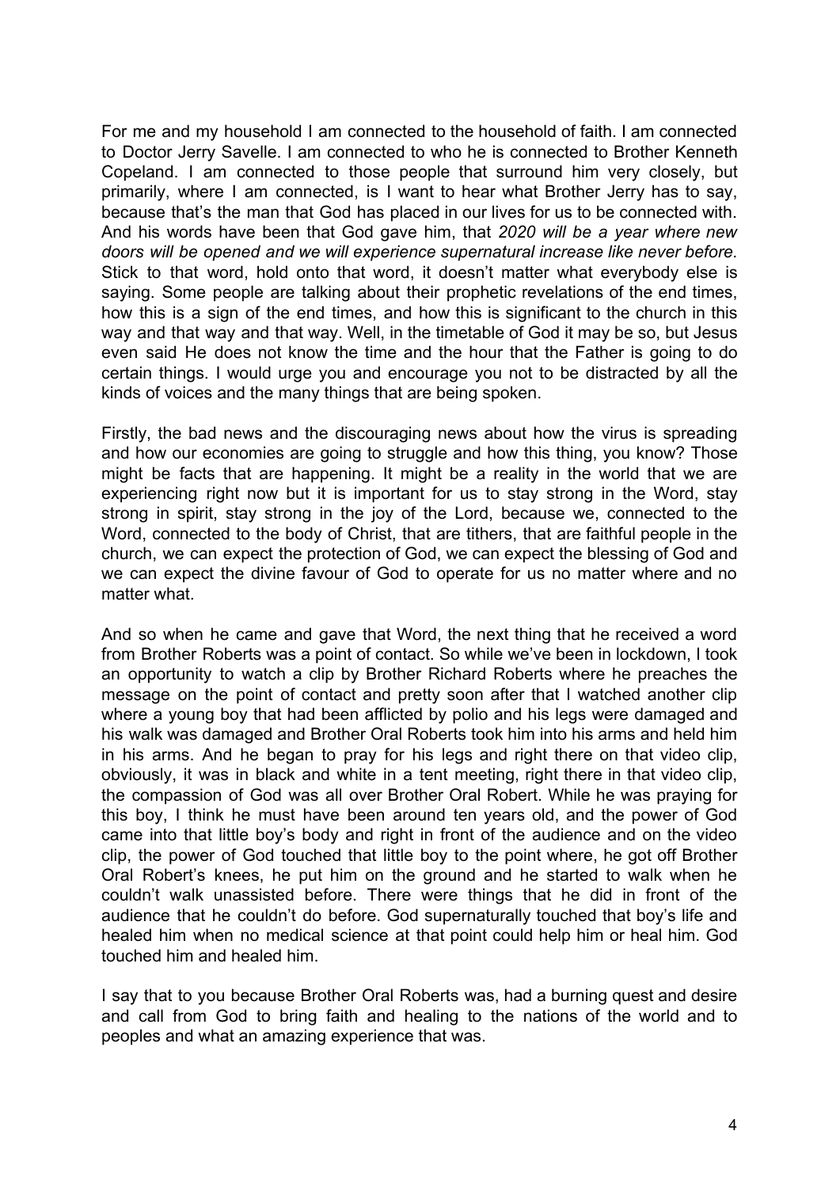For me and my household I am connected to the household of faith. I am connected to Doctor Jerry Savelle. I am connected to who he is connected to Brother Kenneth Copeland. I am connected to those people that surround him very closely, but primarily, where I am connected, is I want to hear what Brother Jerry has to say, because that's the man that God has placed in our lives for us to be connected with. And his words have been that God gave him, that *2020 will be a year where new doors will be opened and we will experience supernatural increase like never before.* Stick to that word, hold onto that word, it doesn't matter what everybody else is saying. Some people are talking about their prophetic revelations of the end times, how this is a sign of the end times, and how this is significant to the church in this way and that way and that way. Well, in the timetable of God it may be so, but Jesus even said He does not know the time and the hour that the Father is going to do certain things. I would urge you and encourage you not to be distracted by all the kinds of voices and the many things that are being spoken.

Firstly, the bad news and the discouraging news about how the virus is spreading and how our economies are going to struggle and how this thing, you know? Those might be facts that are happening. It might be a reality in the world that we are experiencing right now but it is important for us to stay strong in the Word, stay strong in spirit, stay strong in the joy of the Lord, because we, connected to the Word, connected to the body of Christ, that are tithers, that are faithful people in the church, we can expect the protection of God, we can expect the blessing of God and we can expect the divine favour of God to operate for us no matter where and no matter what.

And so when he came and gave that Word, the next thing that he received a word from Brother Roberts was a point of contact. So while we've been in lockdown, I took an opportunity to watch a clip by Brother Richard Roberts where he preaches the message on the point of contact and pretty soon after that I watched another clip where a young boy that had been afflicted by polio and his legs were damaged and his walk was damaged and Brother Oral Roberts took him into his arms and held him in his arms. And he began to pray for his legs and right there on that video clip, obviously, it was in black and white in a tent meeting, right there in that video clip, the compassion of God was all over Brother Oral Robert. While he was praying for this boy, I think he must have been around ten years old, and the power of God came into that little boy's body and right in front of the audience and on the video clip, the power of God touched that little boy to the point where, he got off Brother Oral Robert's knees, he put him on the ground and he started to walk when he couldn't walk unassisted before. There were things that he did in front of the audience that he couldn't do before. God supernaturally touched that boy's life and healed him when no medical science at that point could help him or heal him. God touched him and healed him.

I say that to you because Brother Oral Roberts was, had a burning quest and desire and call from God to bring faith and healing to the nations of the world and to peoples and what an amazing experience that was.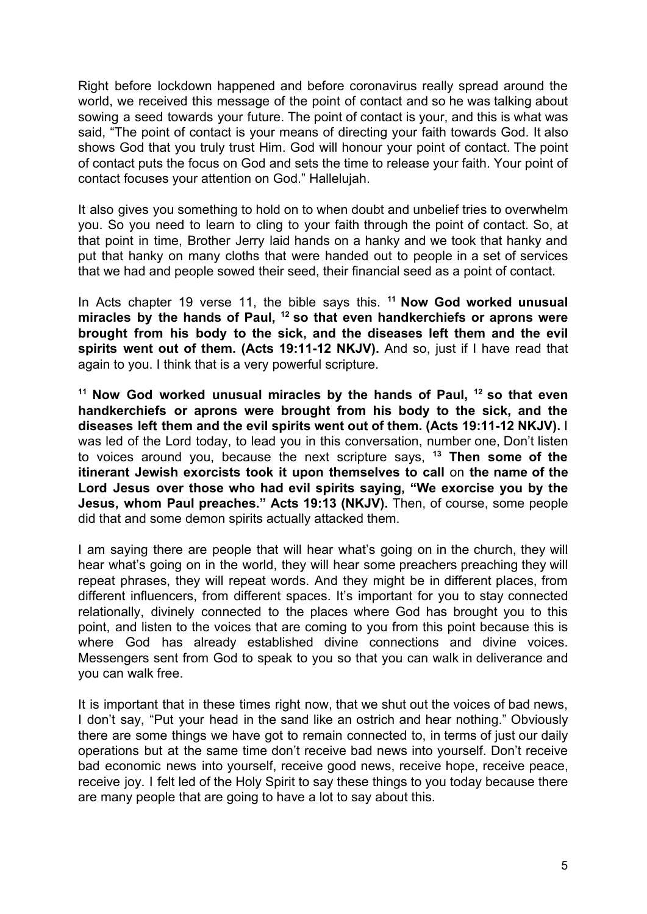Right before lockdown happened and before coronavirus really spread around the world, we received this message of the point of contact and so he was talking about sowing a seed towards your future. The point of contact is your, and this is what was said, "The point of contact is your means of directing your faith towards God. It also shows God that you truly trust Him. God will honour your point of contact. The point of contact puts the focus on God and sets the time to release your faith. Your point of contact focuses your attention on God." Hallelujah.

It also gives you something to hold on to when doubt and unbelief tries to overwhelm you. So you need to learn to cling to your faith through the point of contact. So, at that point in time, Brother Jerry laid hands on a hanky and we took that hanky and put that hanky on many cloths that were handed out to people in a set of services that we had and people sowed their seed, their financial seed as a point of contact.

In Acts chapter 19 verse 11, the bible says this. **[11] Now God worked unusual miracles by the hands of Paul, [12] so that even handkerchiefs or aprons were brought from his body to the sick, and the diseases left them and the evil spirits went out of them. (Acts 19:11-12 NKJV).** And so, just if I have read that again to you. I think that is a very powerful scripture.

**[11] Now God worked unusual miracles by the hands of Paul, [12] so that even handkerchiefs or aprons were brought from his body to the sick, and the diseases left them and the evil spirits went out of them. (Acts 19:11-12 NKJV).** I was led of the Lord today, to lead you in this conversation, number one, Don't listen to voices around you, because the next scripture says, **[13] Then some of the itinerant Jewish exorcists took it upon themselves to call** on **the name of the Lord Jesus over those who had evil spirits saying, "We exorcise you by the Jesus, whom Paul preaches." Acts 19:13 (NKJV).** Then, of course, some people did that and some demon spirits actually attacked them.

I am saying there are people that will hear what's going on in the church, they will hear what's going on in the world, they will hear some preachers preaching they will repeat phrases, they will repeat words. And they might be in different places, from different influencers, from different spaces. It's important for you to stay connected relationally, divinely connected to the places where God has brought you to this point, and listen to the voices that are coming to you from this point because this is where God has already established divine connections and divine voices. Messengers sent from God to speak to you so that you can walk in deliverance and you can walk free.

It is important that in these times right now, that we shut out the voices of bad news, I don't say, "Put your head in the sand like an ostrich and hear nothing." Obviously there are some things we have got to remain connected to, in terms of just our daily operations but at the same time don't receive bad news into yourself. Don't receive bad economic news into yourself, receive good news, receive hope, receive peace, receive joy. I felt led of the Holy Spirit to say these things to you today because there are many people that are going to have a lot to say about this.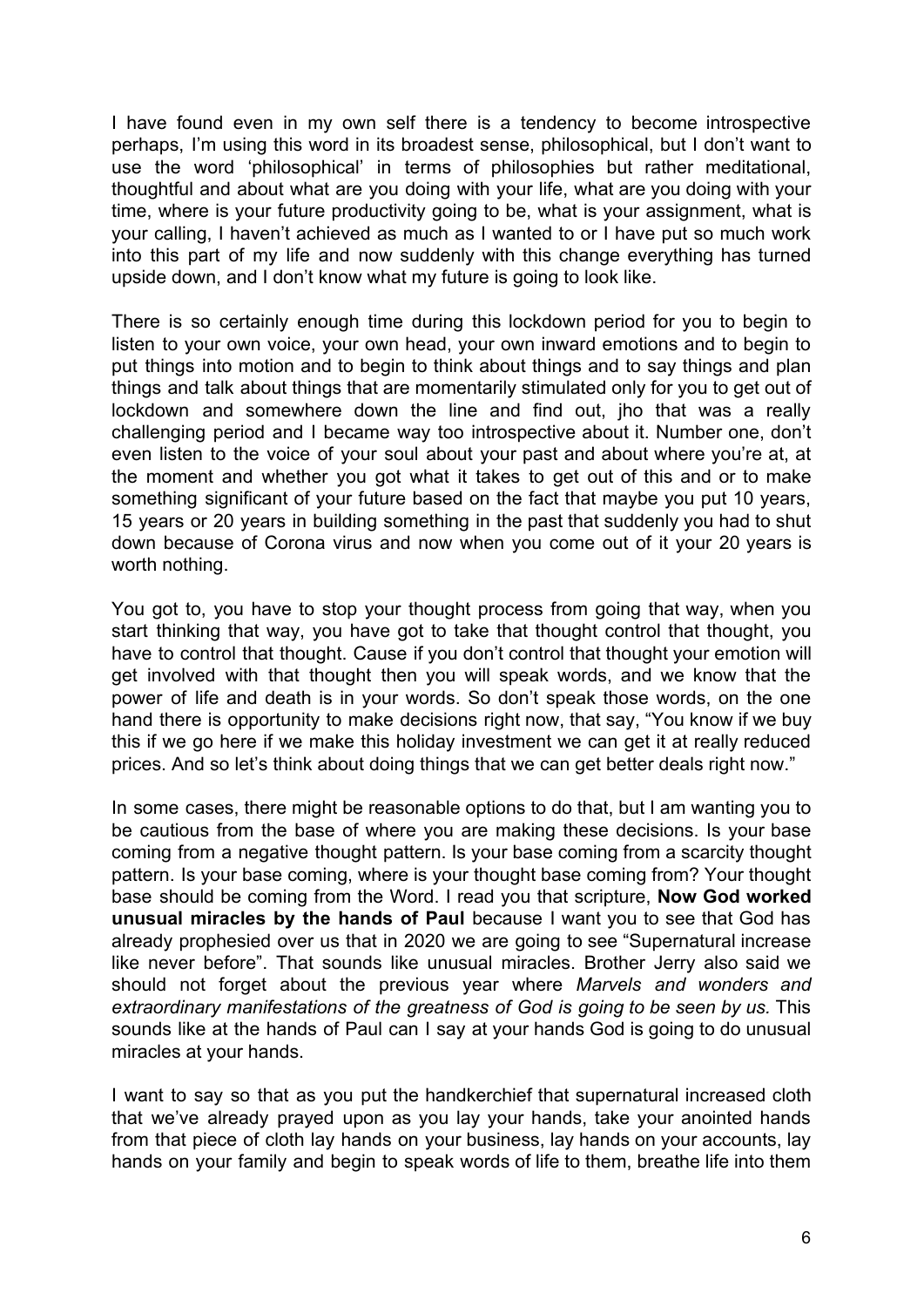I have found even in my own self there is a tendency to become introspective perhaps, I'm using this word in its broadest sense, philosophical, but I don't want to use the word 'philosophical' in terms of philosophies but rather meditational, thoughtful and about what are you doing with your life, what are you doing with your time, where is your future productivity going to be, what is your assignment, what is your calling, I haven't achieved as much as I wanted to or I have put so much work into this part of my life and now suddenly with this change everything has turned upside down, and I don't know what my future is going to look like.

There is so certainly enough time during this lockdown period for you to begin to listen to your own voice, your own head, your own inward emotions and to begin to put things into motion and to begin to think about things and to say things and plan things and talk about things that are momentarily stimulated only for you to get out of lockdown and somewhere down the line and find out, jho that was a really challenging period and I became way too introspective about it. Number one, don't even listen to the voice of your soul about your past and about where you're at, at the moment and whether you got what it takes to get out of this and or to make something significant of your future based on the fact that maybe you put 10 years, 15 years or 20 years in building something in the past that suddenly you had to shut down because of Corona virus and now when you come out of it your 20 years is worth nothing.

You got to, you have to stop your thought process from going that way, when you start thinking that way, you have got to take that thought control that thought, you have to control that thought. Cause if you don't control that thought your emotion will get involved with that thought then you will speak words, and we know that the power of life and death is in your words. So don't speak those words, on the one hand there is opportunity to make decisions right now, that say, "You know if we buy this if we go here if we make this holiday investment we can get it at really reduced prices. And so let's think about doing things that we can get better deals right now."

In some cases, there might be reasonable options to do that, but I am wanting you to be cautious from the base of where you are making these decisions. Is your base coming from a negative thought pattern. Is your base coming from a scarcity thought pattern. Is your base coming, where is your thought base coming from? Your thought base should be coming from the Word. I read you that scripture, **Now God worked unusual miracles by the hands of Paul** because I want you to see that God has already prophesied over us that in 2020 we are going to see "Supernatural increase like never before". That sounds like unusual miracles. Brother Jerry also said we should not forget about the previous year where *Marvels and wonders and extraordinary manifestations of the greatness of God is going to be seen by us.* This sounds like at the hands of Paul can I say at your hands God is going to do unusual miracles at your hands.

I want to say so that as you put the handkerchief that supernatural increased cloth that we've already prayed upon as you lay your hands, take your anointed hands from that piece of cloth lay hands on your business, lay hands on your accounts, lay hands on your family and begin to speak words of life to them, breathe life into them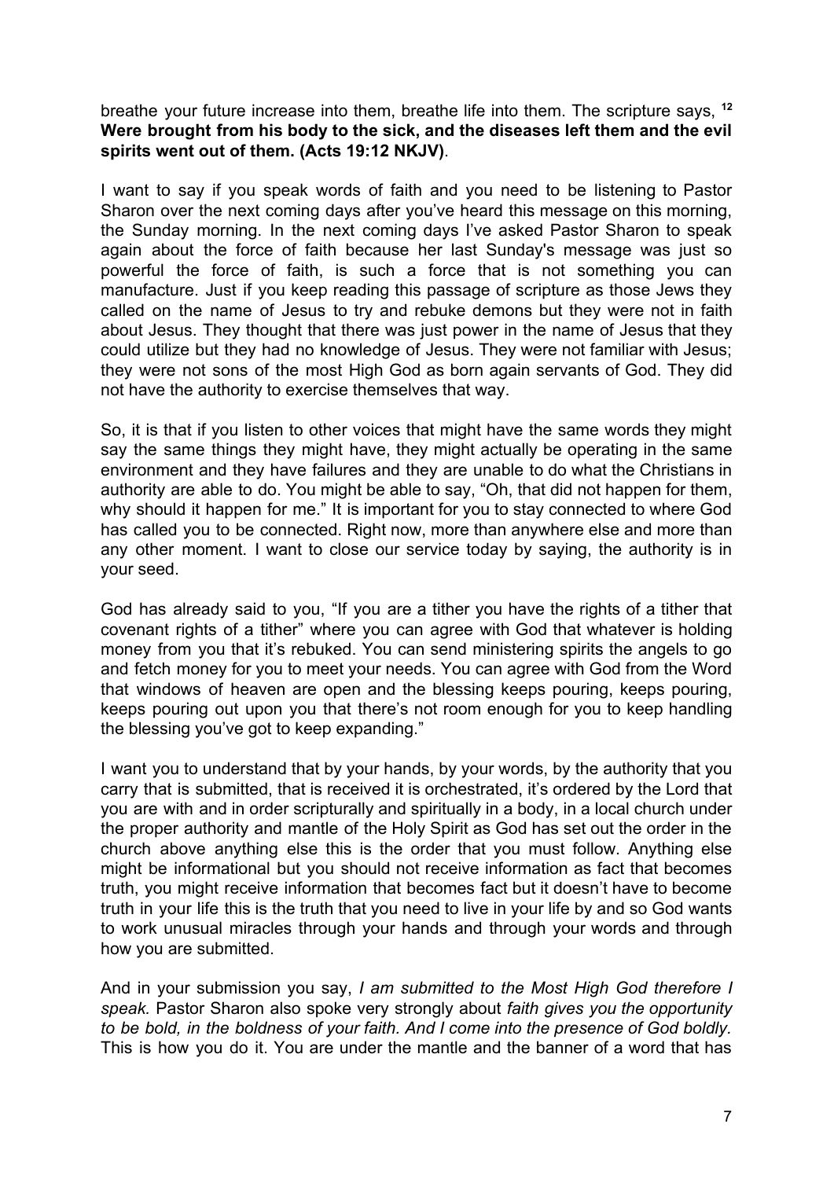breathe your future increase into them, breathe life into them. The scripture says, [12] **Were brought from his body to the sick, and the diseases left them and the evil spirits went out of them. (Acts 19:12 NKJV)**.

I want to say if you speak words of faith and you need to be listening to Pastor Sharon over the next coming days after you've heard this message on this morning, the Sunday morning. In the next coming days I've asked Pastor Sharon to speak again about the force of faith because her last Sunday's message was just so powerful the force of faith, is such a force that is not something you can manufacture. Just if you keep reading this passage of scripture as those Jews they called on the name of Jesus to try and rebuke demons but they were not in faith about Jesus. They thought that there was just power in the name of Jesus that they could utilize but they had no knowledge of Jesus. They were not familiar with Jesus; they were not sons of the most High God as born again servants of God. They did not have the authority to exercise themselves that way.

So, it is that if you listen to other voices that might have the same words they might say the same things they might have, they might actually be operating in the same environment and they have failures and they are unable to do what the Christians in authority are able to do. You might be able to say, "Oh, that did not happen for them, why should it happen for me." It is important for you to stay connected to where God has called you to be connected. Right now, more than anywhere else and more than any other moment. I want to close our service today by saying, the authority is in your seed.

God has already said to you, "If you are a tither you have the rights of a tither that covenant rights of a tither" where you can agree with God that whatever is holding money from you that it's rebuked. You can send ministering spirits the angels to go and fetch money for you to meet your needs. You can agree with God from the Word that windows of heaven are open and the blessing keeps pouring, keeps pouring, keeps pouring out upon you that there's not room enough for you to keep handling the blessing you've got to keep expanding."

I want you to understand that by your hands, by your words, by the authority that you carry that is submitted, that is received it is orchestrated, it's ordered by the Lord that you are with and in order scripturally and spiritually in a body, in a local church under the proper authority and mantle of the Holy Spirit as God has set out the order in the church above anything else this is the order that you must follow. Anything else might be informational but you should not receive information as fact that becomes truth, you might receive information that becomes fact but it doesn't have to become truth in your life this is the truth that you need to live in your life by and so God wants to work unusual miracles through your hands and through your words and through how you are submitted.

And in your submission you say, *I am submitted to the Most High God therefore I speak.* Pastor Sharon also spoke very strongly about *faith gives you the opportunity to be bold, in the boldness of your faith. And I come into the presence of God boldly.* This is how you do it. You are under the mantle and the banner of a word that has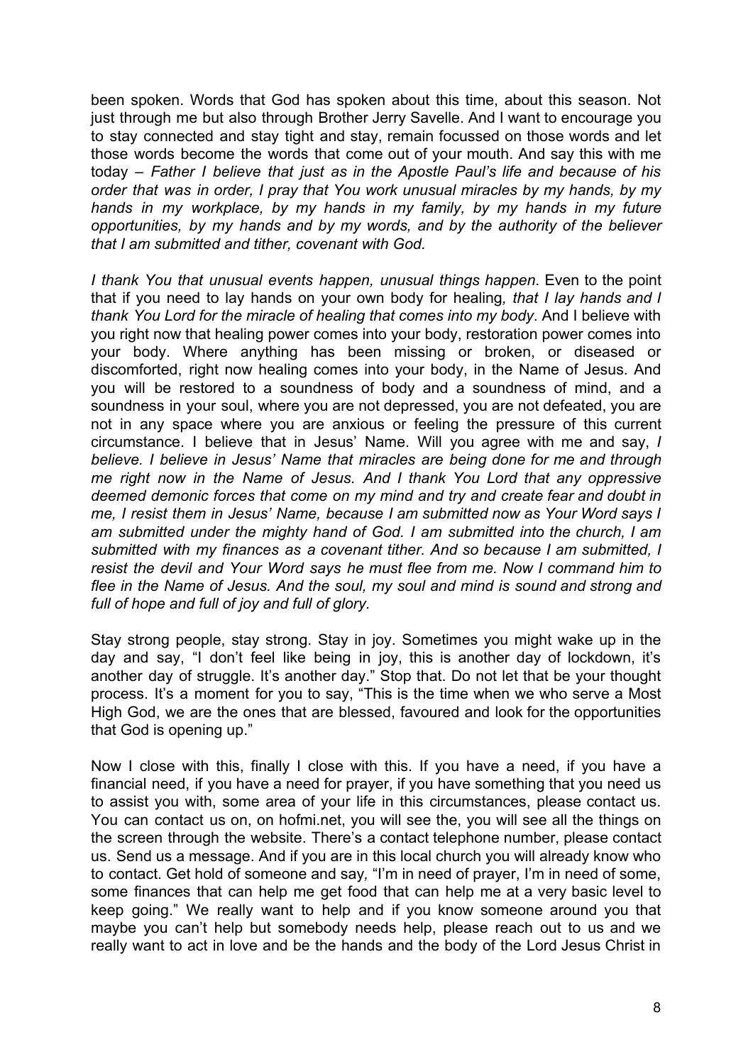been spoken. Words that God has spoken about this time, about this season. Not just through me but also through Brother Jerry Savelle. And I want to encourage you to stay connected and stay tight and stay, remain focussed on those words and let those words become the words that come out of your mouth. And say this with me today – *Father I believe that just as in the Apostle Paul's life and because of his order that was in order, I pray that You work unusual miracles by my hands, by my hands in my workplace, by my hands in my family, by my hands in my future opportunities, by my hands and by my words, and by the authority of the believer that I am submitted and tither, covenant with God.*

*I thank You that unusual events happen, unusual things happen*. Even to the point that if you need to lay hands on your own body for healing*, that I lay hands and I thank You Lord for the miracle of healing that comes into my body*. And I believe with you right now that healing power comes into your body, restoration power comes into your body. Where anything has been missing or broken, or diseased or discomforted, right now healing comes into your body, in the Name of Jesus. And you will be restored to a soundness of body and a soundness of mind, and a soundness in your soul, where you are not depressed, you are not defeated, you are not in any space where you are anxious or feeling the pressure of this current circumstance. I believe that in Jesus' Name. Will you agree with me and say, *I believe. I believe in Jesus' Name that miracles are being done for me and through me right now in the Name of Jesus. And I thank You Lord that any oppressive deemed demonic forces that come on my mind and try and create fear and doubt in me, I resist them in Jesus' Name, because I am submitted now as Your Word says I am submitted under the mighty hand of God. I am submitted into the church, I am submitted with my finances as a covenant tither. And so because I am submitted, I resist the devil and Your Word says he must flee from me. Now I command him to flee in the Name of Jesus. And the soul, my soul and mind is sound and strong and full of hope and full of joy and full of glory.*

Stay strong people, stay strong. Stay in joy. Sometimes you might wake up in the day and say, "I don't feel like being in joy, this is another day of lockdown, it's another day of struggle. It's another day." Stop that. Do not let that be your thought process. It's a moment for you to say, "This is the time when we who serve a Most High God, we are the ones that are blessed, favoured and look for the opportunities that God is opening up."

Now I close with this, finally I close with this. If you have a need, if you have a financial need, if you have a need for prayer, if you have something that you need us to assist you with, some area of your life in this circumstances, please contact us. You can contact us on, on hofmi.net, you will see the, you will see all the things on the screen through the website. There's a contact telephone number, please contact us. Send us a message. And if you are in this local church you will already know who to contact. Get hold of someone and say*,* "I'm in need of prayer, I'm in need of some, some finances that can help me get food that can help me at a very basic level to keep going." We really want to help and if you know someone around you that maybe you can't help but somebody needs help, please reach out to us and we really want to act in love and be the hands and the body of the Lord Jesus Christ in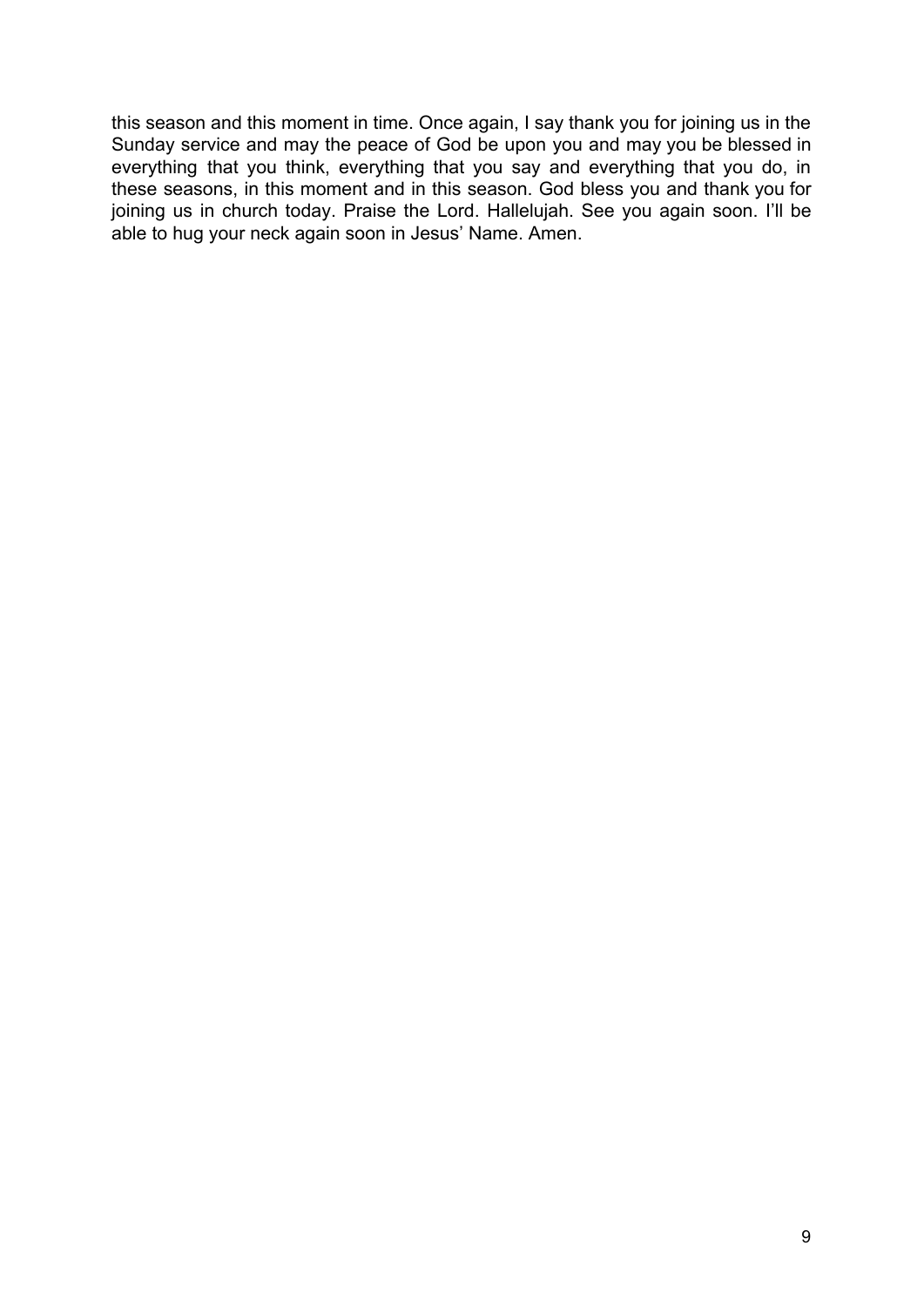this season and this moment in time. Once again, I say thank you for joining us in the Sunday service and may the peace of God be upon you and may you be blessed in everything that you think, everything that you say and everything that you do, in these seasons, in this moment and in this season. God bless you and thank you for joining us in church today. Praise the Lord. Hallelujah. See you again soon. I'll be able to hug your neck again soon in Jesus' Name. Amen.